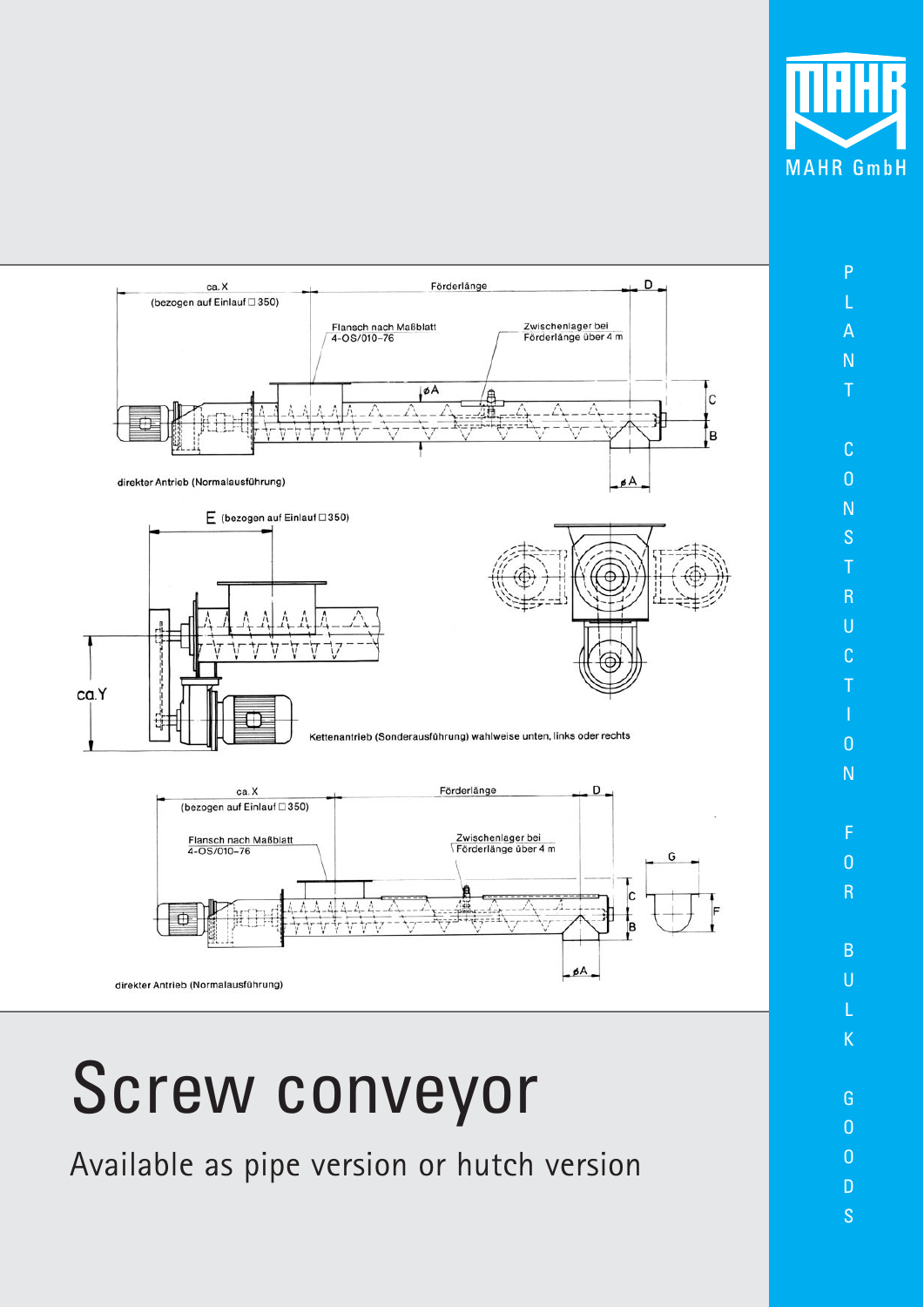ca. X (bezogen auf Einlauf □ 350)

Förderlänge

D

Flansch nach Maßblatt 4-OS/010-76

Zwischenlager bei Förderlänge über 4 m

øA

C

B

direkter Antrieb (Normalausführung)

E (bezogen auf Einlauf □ 350)

ca.Y

Kettenantrieb (Sonderausführung) wahlweise unten, links oder rechts

ca. X (bezogen auf Einlauf □ 350)

Förderlänge

D

Flansch nach Maßblatt 4-OS/010-76

Zwischenlager bei Förderlänge über 4 m

G

C

B

F

øA

direkter Antrieb (Normalausführung)

# Screw conveyor

## Available as pipe version or hutch version

MAHR GmbH

PLANT CONSTRUCTION FOR BULK GOODS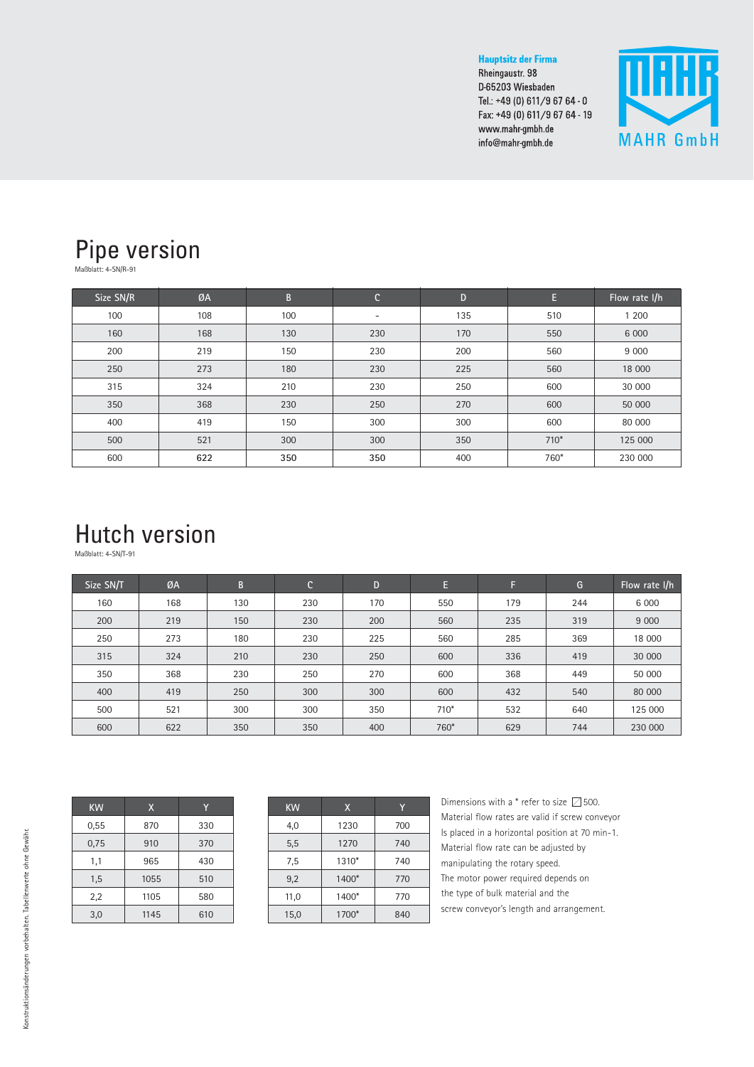Hauptsitz der Firma
Rheingaustr. 98
D-65203 Wiesbaden
Tel.: +49 (0) 611/9 67 64 - 0
Fax: +49 (0) 611/9 67 64 - 19
www.mahr-gmbh.de
info@mahr-gmbh.de

MAHR GmbH

# Pipe version

Maßblatt: 4-SN/R-91

| Size SN/R | ØA | B | C | D | E | Flow rate l/h |
|---|---|---|---|---|---|---|
| 100 | 108 | 100 | – | 135 | 510 | 1 200 |
| 160 | 168 | 130 | 230 | 170 | 550 | 6 000 |
| 200 | 219 | 150 | 230 | 200 | 560 | 9 000 |
| 250 | 273 | 180 | 230 | 225 | 560 | 18 000 |
| 315 | 324 | 210 | 230 | 250 | 600 | 30 000 |
| 350 | 368 | 230 | 250 | 270 | 600 | 50 000 |
| 400 | 419 | 150 | 300 | 300 | 600 | 80 000 |
| 500 | 521 | 300 | 300 | 350 | 710* | 125 000 |
| 600 | **622** | **350** | **350** | 400 | 760* | 230 000 |

# Hutch version

Maßblatt: 4-SN/T-91

| Size SN/T | ØA | B | C | D | E | F | G | Flow rate l/h |
|---|---|---|---|---|---|---|---|---|
| 160 | 168 | 130 | 230 | 170 | 550 | 179 | 244 | 6 000 |
| 200 | 219 | 150 | 230 | 200 | 560 | 235 | 319 | 9 000 |
| 250 | 273 | 180 | 230 | 225 | 560 | 285 | 369 | 18 000 |
| 315 | 324 | 210 | 230 | 250 | 600 | 336 | 419 | 30 000 |
| 350 | 368 | 230 | 250 | 270 | 600 | 368 | 449 | 50 000 |
| 400 | 419 | 250 | 300 | 300 | 600 | 432 | 540 | 80 000 |
| 500 | 521 | 300 | 300 | 350 | 710* | 532 | 640 | 125 000 |
| 600 | 622 | 350 | 350 | 400 | 760* | 629 | 744 | 230 000 |

| KW | X | Y |
|---|---|---|
| 0,55 | 870 | 330 |
| 0,75 | 910 | 370 |
| 1,1 | 965 | 430 |
| 1,5 | 1055 | 510 |
| 2,2 | 1105 | 580 |
| 3,0 | 1145 | 610 |

| KW | X | Y |
|---|---|---|
| 4,0 | 1230 | 700 |
| 5,5 | 1270 | 740 |
| 7,5 | 1310* | 740 |
| 9,2 | 1400* | 770 |
| 11,0 | 1400* | 770 |
| 15,0 | 1700* | 840 |

Dimensions with a * refer to size ⌀ 500.
Material flow rates are valid if screw conveyor Is placed in a horizontal position at 70 min-1.
Material flow rate can be adjusted by manipulating the rotary speed.
The motor power required depends on the type of bulk material and the screw conveyor's length and arrangement.

Konstruktionsänderungen vorbehalten. Tabellenwerte ohne Gewähr.